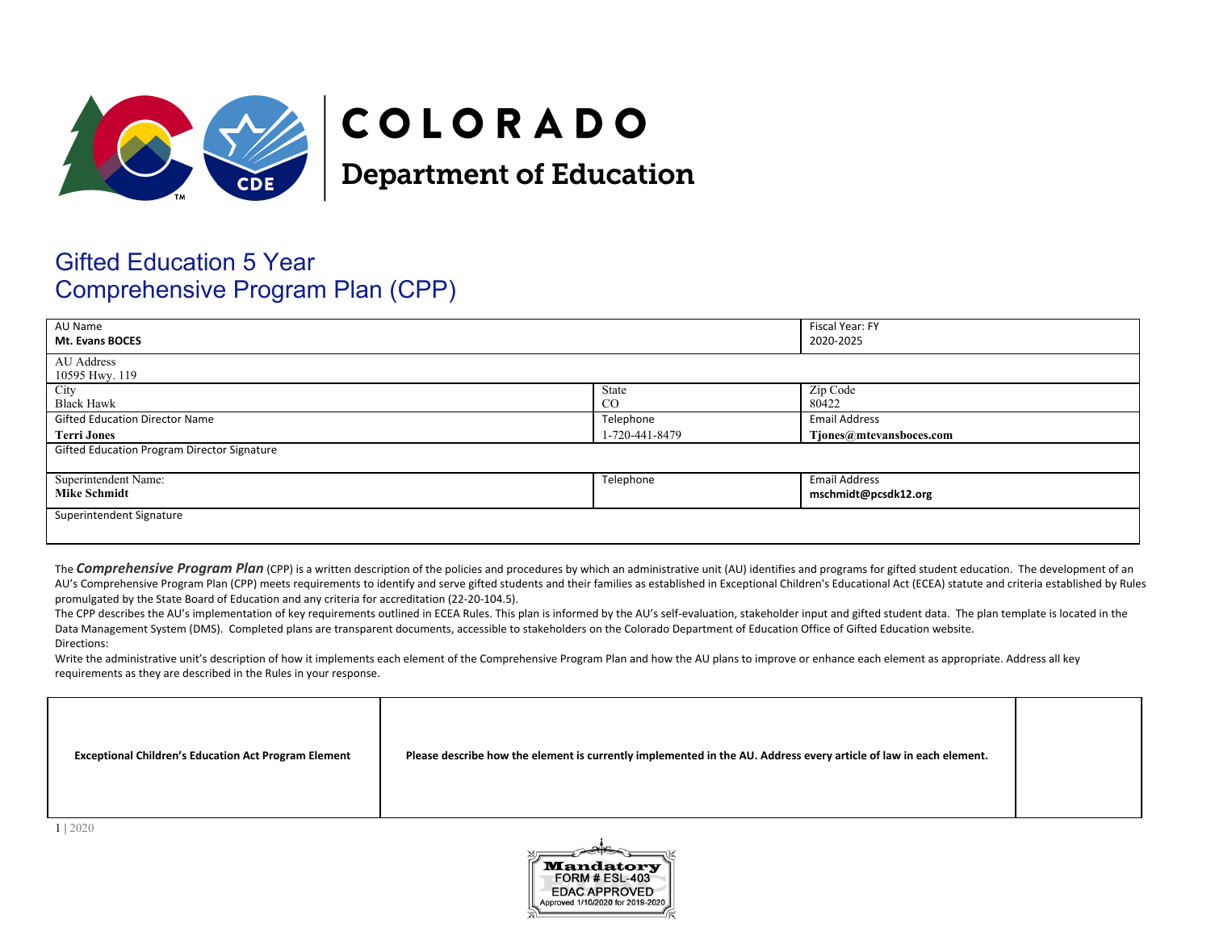# COLORADO
## Department of Education

# Gifted Education 5 Year Comprehensive Program Plan (CPP)

| AU Name<br>**Mt. Evans BOCES** | | Fiscal Year: FY<br>2020-2025 |
|---|---|---|
| AU Address<br>10595 Hwy. 119 | | |
| City<br>Black Hawk | State<br>CO | Zip Code<br>80422 |
| Gifted Education Director Name<br>**Terri Jones** | Telephone<br>1-720-441-8479 | Email Address<br>**Tjones@mtevansboces.com** |
| Gifted Education Program Director Signature | | |
| Superintendent Name:<br>**Mike Schmidt** | Telephone | Email Address<br>**mschmidt@pcsdk12.org** |
| Superintendent Signature | | |

The ***Comprehensive Program Plan*** (CPP) is a written description of the policies and procedures by which an administrative unit (AU) identifies and programs for gifted student education. The development of an AU's Comprehensive Program Plan (CPP) meets requirements to identify and serve gifted students and their families as established in Exceptional Children's Educational Act (ECEA) statute and criteria established by Rules promulgated by the State Board of Education and any criteria for accreditation (22-20-104.5).

The CPP describes the AU's implementation of key requirements outlined in ECEA Rules. This plan is informed by the AU's self-evaluation, stakeholder input and gifted student data. The plan template is located in the Data Management System (DMS). Completed plans are transparent documents, accessible to stakeholders on the Colorado Department of Education Office of Gifted Education website.

Directions:

Write the administrative unit's description of how it implements each element of the Comprehensive Program Plan and how the AU plans to improve or enhance each element as appropriate. Address all key requirements as they are described in the Rules in your response.

| Exceptional Children's Education Act Program Element | Please describe how the element is currently implemented in the AU. Address every article of law in each element. | |
|---|---|---|

Mandatory FORM # ESL-403 EDAC APPROVED Approved 1/10/2020 for 2019-2020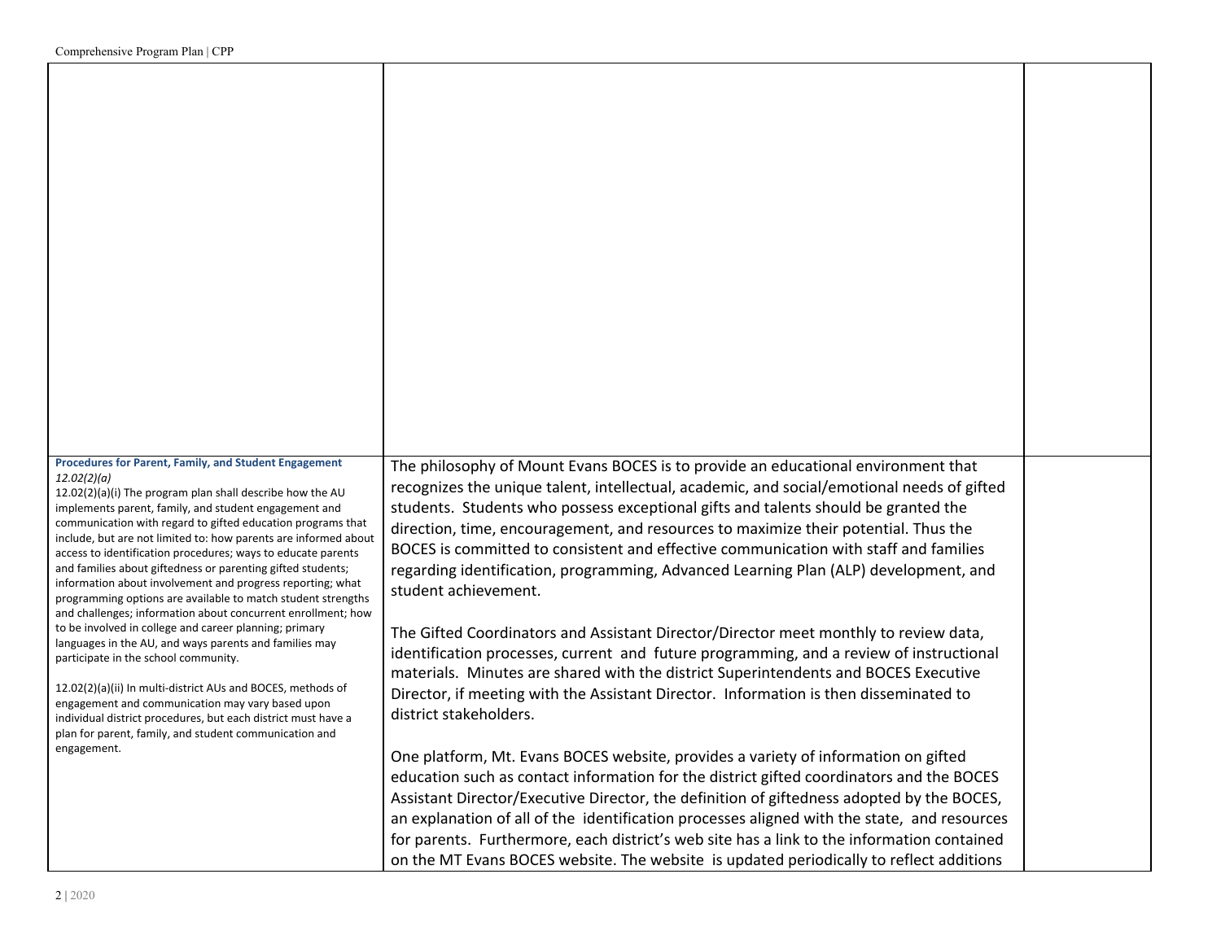| | | |
|---|---|---|
| | | |
| **Procedures for Parent, Family, and Student Engagement** *12.02(2)(a)* 12.02(2)(a)(i) The program plan shall describe how the AU implements parent, family, and student engagement and communication with regard to gifted education programs that include, but are not limited to: how parents are informed about access to identification procedures; ways to educate parents and families about giftedness or parenting gifted students; information about involvement and progress reporting; what programming options are available to match student strengths and challenges; information about concurrent enrollment; how to be involved in college and career planning; primary languages in the AU, and ways parents and families may participate in the school community.<br><br>12.02(2)(a)(ii) In multi-district AUs and BOCES, methods of engagement and communication may vary based upon individual district procedures, but each district must have a plan for parent, family, and student communication and engagement. | The philosophy of Mount Evans BOCES is to provide an educational environment that recognizes the unique talent, intellectual, academic, and social/emotional needs of gifted students. Students who possess exceptional gifts and talents should be granted the direction, time, encouragement, and resources to maximize their potential. Thus the BOCES is committed to consistent and effective communication with staff and families regarding identification, programming, Advanced Learning Plan (ALP) development, and student achievement.<br><br>The Gifted Coordinators and Assistant Director/Director meet monthly to review data, identification processes, current and future programming, and a review of instructional materials. Minutes are shared with the district Superintendents and BOCES Executive Director, if meeting with the Assistant Director. Information is then disseminated to district stakeholders.<br><br>One platform, Mt. Evans BOCES website, provides a variety of information on gifted education such as contact information for the district gifted coordinators and the BOCES Assistant Director/Executive Director, the definition of giftedness adopted by the BOCES, an explanation of all of the identification processes aligned with the state, and resources for parents. Furthermore, each district's web site has a link to the information contained on the MT Evans BOCES website. The website is updated periodically to reflect additions | |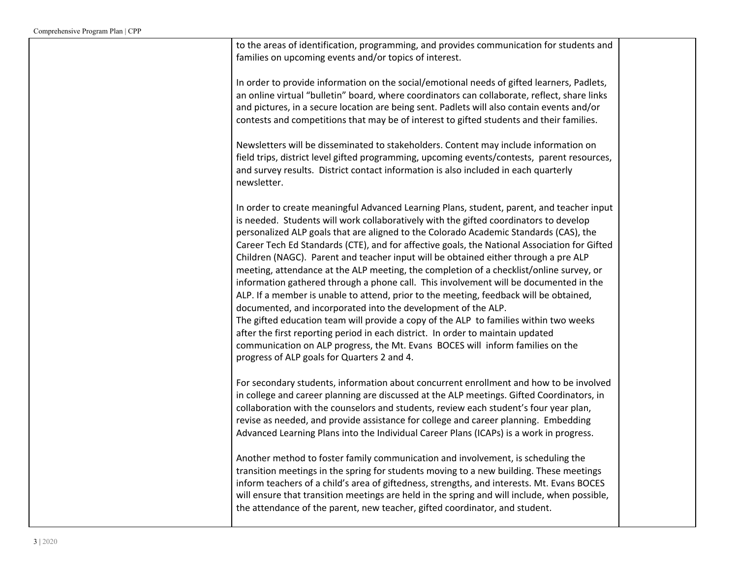| | | |
|---|---|---|
| | to the areas of identification, programming, and provides communication for students and families on upcoming events and/or topics of interest.<br><br>In order to provide information on the social/emotional needs of gifted learners, Padlets, an online virtual "bulletin" board, where coordinators can collaborate, reflect, share links and pictures, in a secure location are being sent. Padlets will also contain events and/or contests and competitions that may be of interest to gifted students and their families.<br><br>Newsletters will be disseminated to stakeholders. Content may include information on field trips, district level gifted programming, upcoming events/contests, parent resources, and survey results. District contact information is also included in each quarterly newsletter.<br><br>In order to create meaningful Advanced Learning Plans, student, parent, and teacher input is needed. Students will work collaboratively with the gifted coordinators to develop personalized ALP goals that are aligned to the Colorado Academic Standards (CAS), the Career Tech Ed Standards (CTE), and for affective goals, the National Association for Gifted Children (NAGC). Parent and teacher input will be obtained either through a pre ALP meeting, attendance at the ALP meeting, the completion of a checklist/online survey, or information gathered through a phone call. This involvement will be documented in the ALP. If a member is unable to attend, prior to the meeting, feedback will be obtained, documented, and incorporated into the development of the ALP.<br>The gifted education team will provide a copy of the ALP to families within two weeks after the first reporting period in each district. In order to maintain updated communication on ALP progress, the Mt. Evans BOCES will inform families on the progress of ALP goals for Quarters 2 and 4.<br><br>For secondary students, information about concurrent enrollment and how to be involved in college and career planning are discussed at the ALP meetings. Gifted Coordinators, in collaboration with the counselors and students, review each student's four year plan, revise as needed, and provide assistance for college and career planning. Embedding Advanced Learning Plans into the Individual Career Plans (ICAPs) is a work in progress.<br><br>Another method to foster family communication and involvement, is scheduling the transition meetings in the spring for students moving to a new building. These meetings inform teachers of a child's area of giftedness, strengths, and interests. Mt. Evans BOCES will ensure that transition meetings are held in the spring and will include, when possible, the attendance of the parent, new teacher, gifted coordinator, and student. | |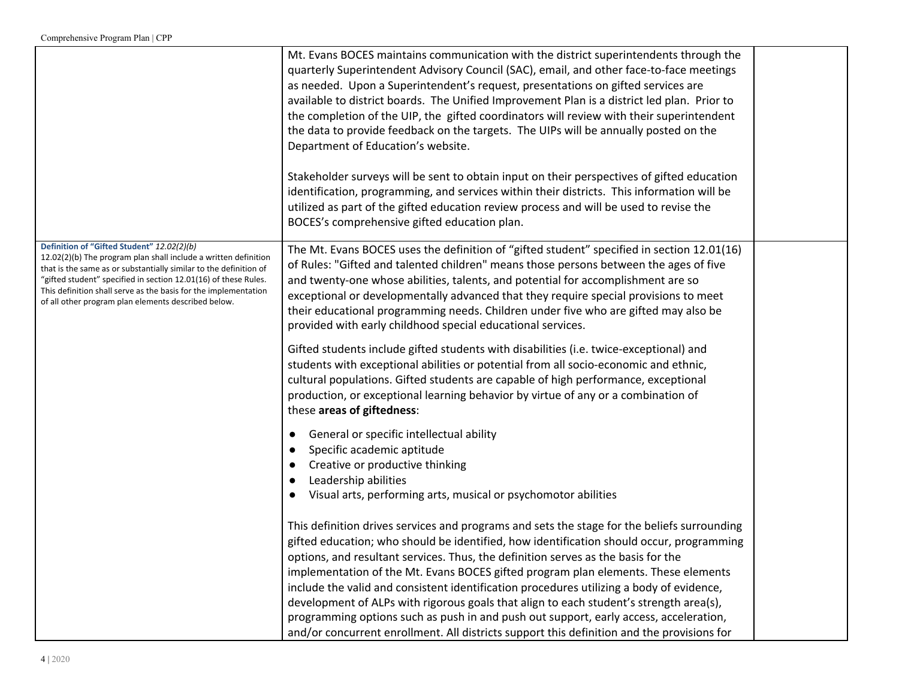| | | |
|---|---|---|
| | Mt. Evans BOCES maintains communication with the district superintendents through the quarterly Superintendent Advisory Council (SAC), email, and other face-to-face meetings as needed. Upon a Superintendent's request, presentations on gifted services are available to district boards. The Unified Improvement Plan is a district led plan. Prior to the completion of the UIP, the gifted coordinators will review with their superintendent the data to provide feedback on the targets. The UIPs will be annually posted on the Department of Education's website.<br><br>Stakeholder surveys will be sent to obtain input on their perspectives of gifted education identification, programming, and services within their districts. This information will be utilized as part of the gifted education review process and will be used to revise the BOCES's comprehensive gifted education plan. | |
| **Definition of "Gifted Student"** *12.02(2)(b)*<br>12.02(2)(b) The program plan shall include a written definition that is the same as or substantially similar to the definition of "gifted student" specified in section 12.01(16) of these Rules. This definition shall serve as the basis for the implementation of all other program plan elements described below. | The Mt. Evans BOCES uses the definition of "gifted student" specified in section 12.01(16) of Rules: "Gifted and talented children" means those persons between the ages of five and twenty-one whose abilities, talents, and potential for accomplishment are so exceptional or developmentally advanced that they require special provisions to meet their educational programming needs. Children under five who are gifted may also be provided with early childhood special educational services.<br><br>Gifted students include gifted students with disabilities (i.e. twice-exceptional) and students with exceptional abilities or potential from all socio-economic and ethnic, cultural populations. Gifted students are capable of high performance, exceptional production, or exceptional learning behavior by virtue of any or a combination of these **areas of giftedness**:<br><br>● General or specific intellectual ability<br>● Specific academic aptitude<br>● Creative or productive thinking<br>● Leadership abilities<br>● Visual arts, performing arts, musical or psychomotor abilities<br><br>This definition drives services and programs and sets the stage for the beliefs surrounding gifted education; who should be identified, how identification should occur, programming options, and resultant services. Thus, the definition serves as the basis for the implementation of the Mt. Evans BOCES gifted program plan elements. These elements include the valid and consistent identification procedures utilizing a body of evidence, development of ALPs with rigorous goals that align to each student's strength area(s), programming options such as push in and push out support, early access, acceleration, and/or concurrent enrollment. All districts support this definition and the provisions for | |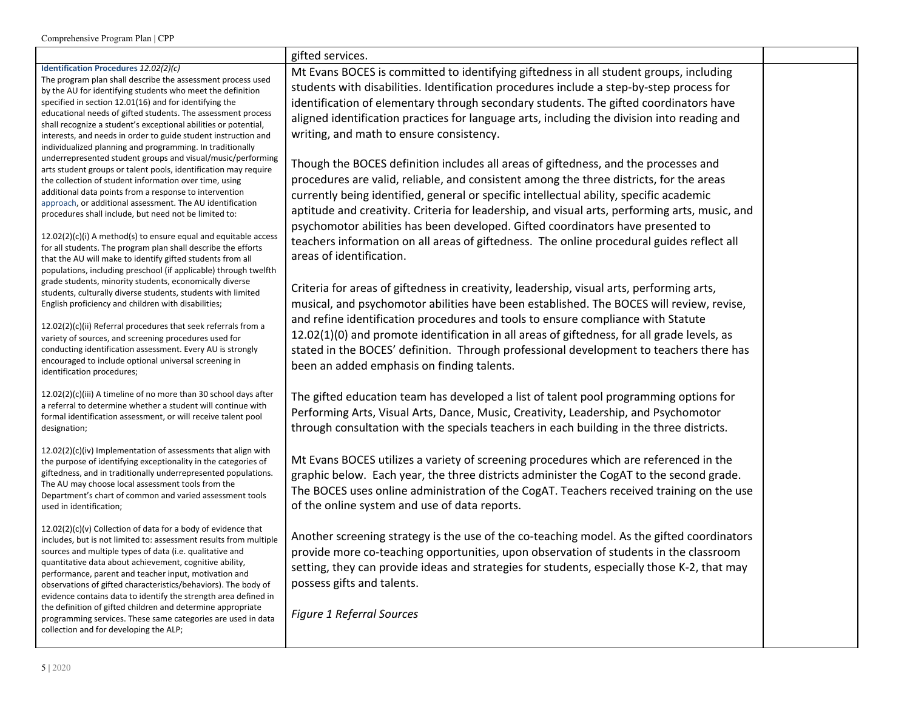| | | |
|---|---|---|
| | gifted services. | |
| **Identification Procedures** *12.02(2)(c)*<br>The program plan shall describe the assessment process used by the AU for identifying students who meet the definition specified in section 12.01(16) and for identifying the educational needs of gifted students. The assessment process shall recognize a student's exceptional abilities or potential, interests, and needs in order to guide student instruction and individualized planning and programming. In traditionally underrepresented student groups and visual/music/performing arts student groups or talent pools, identification may require the collection of student information over time, using additional data points from a response to intervention approach, or additional assessment. The AU identification procedures shall include, but need not be limited to:<br><br>12.02(2)(c)(i) A method(s) to ensure equal and equitable access for all students. The program plan shall describe the efforts that the AU will make to identify gifted students from all populations, including preschool (if applicable) through twelfth grade students, minority students, economically diverse students, culturally diverse students, students with limited English proficiency and children with disabilities;<br><br>12.02(2)(c)(ii) Referral procedures that seek referrals from a variety of sources, and screening procedures used for conducting identification assessment. Every AU is strongly encouraged to include optional universal screening in identification procedures;<br><br>12.02(2)(c)(iii) A timeline of no more than 30 school days after a referral to determine whether a student will continue with formal identification assessment, or will receive talent pool designation;<br><br>12.02(2)(c)(iv) Implementation of assessments that align with the purpose of identifying exceptionality in the categories of giftedness, and in traditionally underrepresented populations. The AU may choose local assessment tools from the Department's chart of common and varied assessment tools used in identification;<br><br>12.02(2)(c)(v) Collection of data for a body of evidence that includes, but is not limited to: assessment results from multiple sources and multiple types of data (i.e. qualitative and quantitative data about achievement, cognitive ability, performance, parent and teacher input, motivation and observations of gifted characteristics/behaviors). The body of evidence contains data to identify the strength area defined in the definition of gifted children and determine appropriate programming services. These same categories are used in data collection and for developing the ALP; | Mt Evans BOCES is committed to identifying giftedness in all student groups, including students with disabilities. Identification procedures include a step-by-step process for identification of elementary through secondary students. The gifted coordinators have aligned identification practices for language arts, including the division into reading and writing, and math to ensure consistency.<br><br>Though the BOCES definition includes all areas of giftedness, and the processes and procedures are valid, reliable, and consistent among the three districts, for the areas currently being identified, general or specific intellectual ability, specific academic aptitude and creativity. Criteria for leadership, and visual arts, performing arts, music, and psychomotor abilities has been developed. Gifted coordinators have presented to teachers information on all areas of giftedness. The online procedural guides reflect all areas of identification.<br><br>Criteria for areas of giftedness in creativity, leadership, visual arts, performing arts, musical, and psychomotor abilities have been established. The BOCES will review, revise, and refine identification procedures and tools to ensure compliance with Statute 12.02(1)(0) and promote identification in all areas of giftedness, for all grade levels, as stated in the BOCES' definition. Through professional development to teachers there has been an added emphasis on finding talents.<br><br>The gifted education team has developed a list of talent pool programming options for Performing Arts, Visual Arts, Dance, Music, Creativity, Leadership, and Psychomotor through consultation with the specials teachers in each building in the three districts.<br><br>Mt Evans BOCES utilizes a variety of screening procedures which are referenced in the graphic below. Each year, the three districts administer the CogAT to the second grade. The BOCES uses online administration of the CogAT. Teachers received training on the use of the online system and use of data reports.<br><br>Another screening strategy is the use of the co-teaching model. As the gifted coordinators provide more co-teaching opportunities, upon observation of students in the classroom setting, they can provide ideas and strategies for students, especially those K-2, that may possess gifts and talents.<br><br>*Figure 1 Referral Sources* | |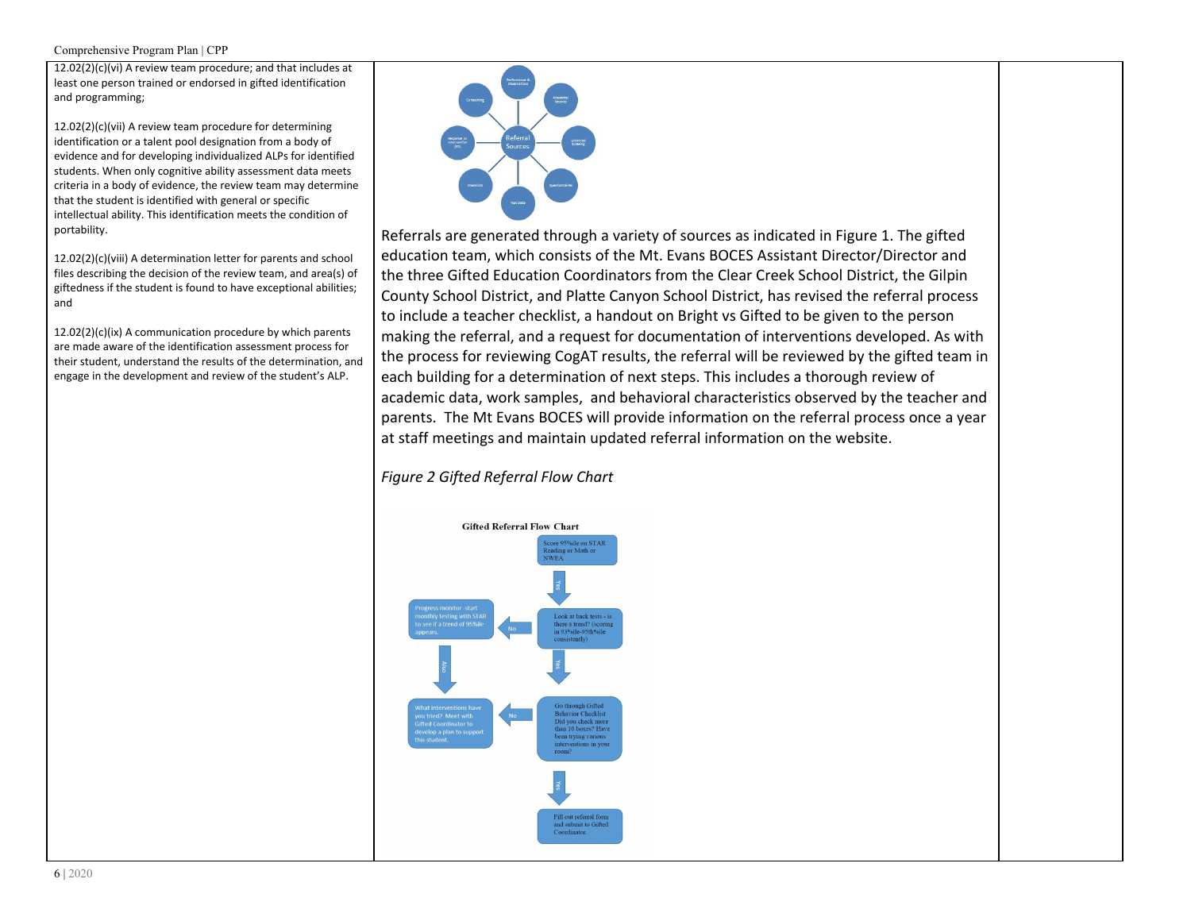| | | |
|---|---|---|
| 12.02(2)(c)(vi) A review team procedure; and that includes at least one person trained or endorsed in gifted identification and programming;<br><br>12.02(2)(c)(vii) A review team procedure for determining identification or a talent pool designation from a body of evidence and for developing individualized ALPs for identified students. When only cognitive ability assessment data meets criteria in a body of evidence, the review team may determine that the student is identified with general or specific intellectual ability. This identification meets the condition of portability.<br><br>12.02(2)(c)(viii) A determination letter for parents and school files describing the decision of the review team, and area(s) of giftedness if the student is found to have exceptional abilities; and<br><br>12.02(2)(c)(ix) A communication procedure by which parents are made aware of the identification assessment process for their student, understand the results of the determination, and engage in the development and review of the student's ALP. | Referrals are generated through a variety of sources as indicated in Figure 1. The gifted education team, which consists of the Mt. Evans BOCES Assistant Director/Director and the three Gifted Education Coordinators from the Clear Creek School District, the Gilpin County School District, and Platte Canyon School District, has revised the referral process to include a teacher checklist, a handout on Bright vs Gifted to be given to the person making the referral, and a request for documentation of interventions developed. As with the process for reviewing CogAT results, the referral will be reviewed by the gifted team in each building for a determination of next steps. This includes a thorough review of academic data, work samples, and behavioral characteristics observed by the teacher and parents. The Mt Evans BOCES will provide information on the referral process once a year at staff meetings and maintain updated referral information on the website.<br><br>*Figure 2 Gifted Referral Flow Chart* | |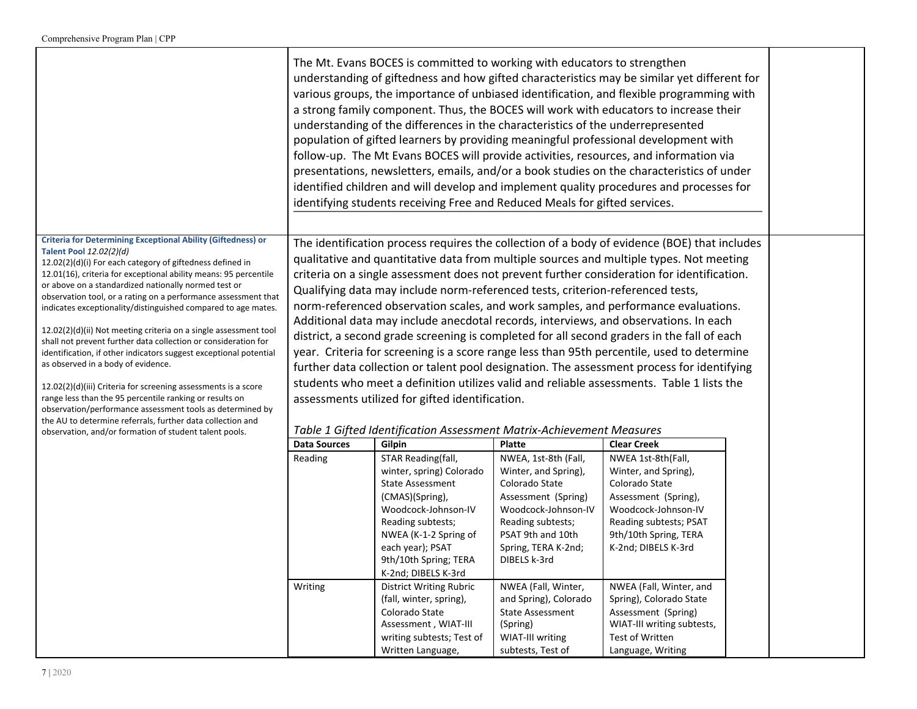The Mt. Evans BOCES is committed to working with educators to strengthen understanding of giftedness and how gifted characteristics may be similar yet different for various groups, the importance of unbiased identification, and flexible programming with a strong family component. Thus, the BOCES will work with educators to increase their understanding of the differences in the characteristics of the underrepresented population of gifted learners by providing meaningful professional development with follow-up. The Mt Evans BOCES will provide activities, resources, and information via presentations, newsletters, emails, and/or a book studies on the characteristics of under identified children and will develop and implement quality procedures and processes for identifying students receiving Free and Reduced Meals for gifted services.

**Criteria for Determining Exceptional Ability (Giftedness) or Talent Pool** *12.02(2)(d)*

12.02(2)(d)(i) For each category of giftedness defined in 12.01(16), criteria for exceptional ability means: 95 percentile or above on a standardized nationally normed test or observation tool, or a rating on a performance assessment that indicates exceptionality/distinguished compared to age mates.

12.02(2)(d)(ii) Not meeting criteria on a single assessment tool shall not prevent further data collection or consideration for identification, if other indicators suggest exceptional potential as observed in a body of evidence.

12.02(2)(d)(iii) Criteria for screening assessments is a score range less than the 95 percentile ranking or results on observation/performance assessment tools as determined by the AU to determine referrals, further data collection and observation, and/or formation of student talent pools.

The identification process requires the collection of a body of evidence (BOE) that includes qualitative and quantitative data from multiple sources and multiple types. Not meeting criteria on a single assessment does not prevent further consideration for identification. Qualifying data may include norm-referenced tests, criterion-referenced tests, norm-referenced observation scales, and work samples, and performance evaluations. Additional data may include anecdotal records, interviews, and observations. In each district, a second grade screening is completed for all second graders in the fall of each year. Criteria for screening is a score range less than 95th percentile, used to determine further data collection or talent pool designation. The assessment process for identifying students who meet a definition utilizes valid and reliable assessments. Table 1 lists the assessments utilized for gifted identification.

*Table 1 Gifted Identification Assessment Matrix-Achievement Measures*

| Data Sources | Gilpin | Platte | Clear Creek |
|---|---|---|---|
| Reading | STAR Reading(fall, winter, spring) Colorado State Assessment (CMAS)(Spring), Woodcock-Johnson-IV Reading subtests; NWEA (K-1-2 Spring of each year); PSAT 9th/10th Spring; TERA K-2nd; DIBELS K-3rd | NWEA, 1st-8th (Fall, Winter, and Spring), Colorado State Assessment (Spring) Woodcock-Johnson-IV Reading subtests; PSAT 9th and 10th Spring, TERA K-2nd; DIBELS k-3rd | NWEA 1st-8th(Fall, Winter, and Spring), Colorado State Assessment (Spring), Woodcock-Johnson-IV Reading subtests; PSAT 9th/10th Spring, TERA K-2nd; DIBELS K-3rd |
| Writing | District Writing Rubric (fall, winter, spring), Colorado State Assessment , WIAT-III writing subtests; Test of Written Language, | NWEA (Fall, Winter, and Spring), Colorado State Assessment (Spring) WIAT-III writing subtests, Test of | NWEA (Fall, Winter, and Spring), Colorado State Assessment (Spring) WIAT-III writing subtests, Test of Written Language, Writing |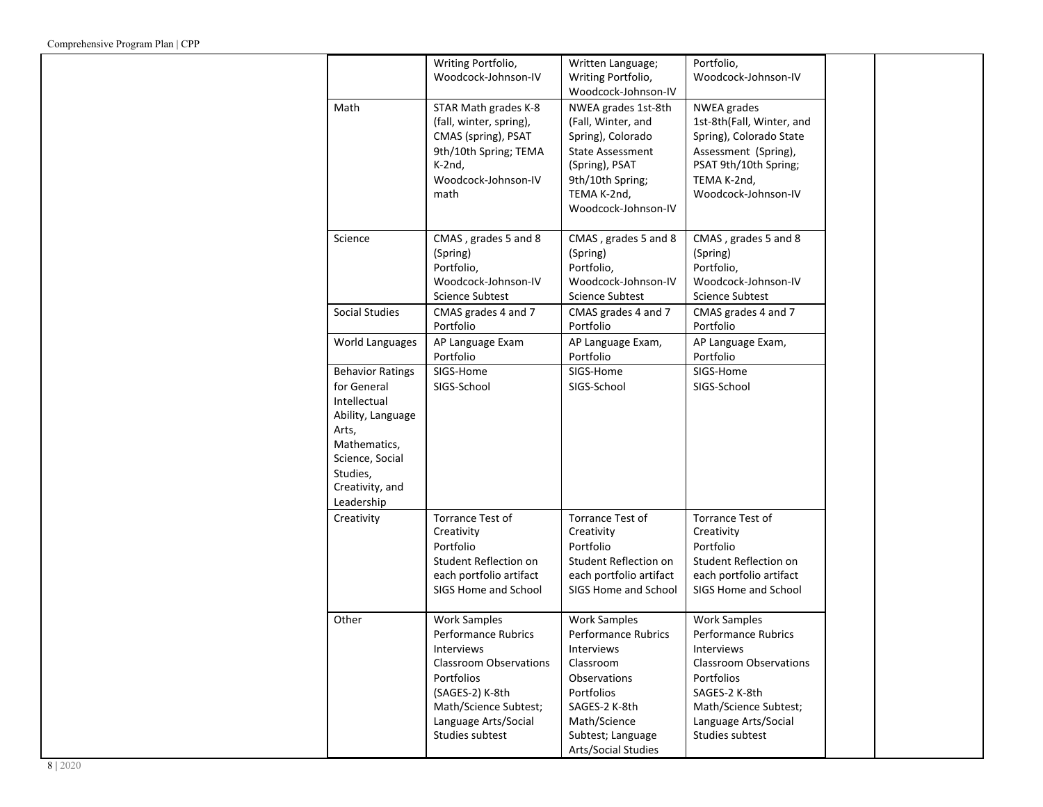| | | | | | |
|---|---|---|---|---|---|
| | Writing Portfolio, Woodcock-Johnson-IV | Written Language; Writing Portfolio, Woodcock-Johnson-IV | Portfolio, Woodcock-Johnson-IV | | |
| Math | STAR Math grades K-8 (fall, winter, spring), CMAS (spring), PSAT 9th/10th Spring; TEMA K-2nd, Woodcock-Johnson-IV math | NWEA grades 1st-8th (Fall, Winter, and Spring), Colorado State Assessment (Spring), PSAT 9th/10th Spring; TEMA K-2nd, Woodcock-Johnson-IV | NWEA grades 1st-8th(Fall, Winter, and Spring), Colorado State Assessment (Spring), PSAT 9th/10th Spring; TEMA K-2nd, Woodcock-Johnson-IV | | |
| Science | CMAS , grades 5 and 8 (Spring) Portfolio, Woodcock-Johnson-IV Science Subtest | CMAS , grades 5 and 8 (Spring) Portfolio, Woodcock-Johnson-IV Science Subtest | CMAS , grades 5 and 8 (Spring) Portfolio, Woodcock-Johnson-IV Science Subtest | | |
| Social Studies | CMAS grades 4 and 7 Portfolio | CMAS grades 4 and 7 Portfolio | CMAS grades 4 and 7 Portfolio | | |
| World Languages | AP Language Exam Portfolio | AP Language Exam, Portfolio | AP Language Exam, Portfolio | | |
| Behavior Ratings for General Intellectual Ability, Language Arts, Mathematics, Science, Social Studies, Creativity, and Leadership | SIGS-Home SIGS-School | SIGS-Home SIGS-School | SIGS-Home SIGS-School | | |
| Creativity | Torrance Test of Creativity Portfolio Student Reflection on each portfolio artifact SIGS Home and School | Torrance Test of Creativity Portfolio Student Reflection on each portfolio artifact SIGS Home and School | Torrance Test of Creativity Portfolio Student Reflection on each portfolio artifact SIGS Home and School | | |
| Other | Work Samples Performance Rubrics Interviews Classroom Observations Portfolios (SAGES-2) K-8th Math/Science Subtest; Language Arts/Social Studies subtest | Work Samples Performance Rubrics Interviews Classroom Observations Portfolios SAGES-2 K-8th Math/Science Subtest; Language Arts/Social Studies | Work Samples Performance Rubrics Interviews Classroom Observations Portfolios SAGES-2 K-8th Math/Science Subtest; Language Arts/Social Studies subtest | | |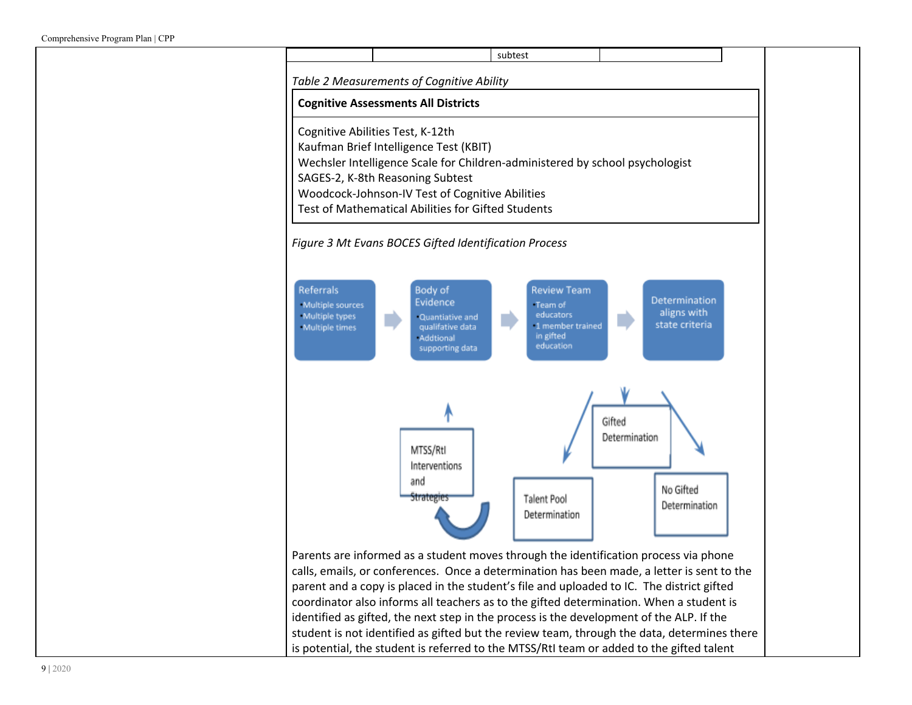| | | subtest | |
|---|---|---|---|

*Table 2 Measurements of Cognitive Ability*

| **Cognitive Assessments All Districts** |
|---|
| Cognitive Abilities Test, K-12th<br>Kaufman Brief Intelligence Test (KBIT)<br>Wechsler Intelligence Scale for Children-administered by school psychologist<br>SAGES-2, K-8th Reasoning Subtest<br>Woodcock-Johnson-IV Test of Cognitive Abilities<br>Test of Mathematical Abilities for Gifted Students |

*Figure 3 Mt Evans BOCES Gifted Identification Process*

Referrals
- Multiple sources
- Multiple types
- Multiple times

Body of Evidence
- Quantiative and qualifative data
- Addtional supporting data

Review Team
- Team of educators
- 1 member trained in gifted education

Determination aligns with state criteria

Gifted Determination

Talent Pool Determination

No Gifted Determination

MTSS/RtI Interventions and Strategies

Parents are informed as a student moves through the identification process via phone calls, emails, or conferences. Once a determination has been made, a letter is sent to the parent and a copy is placed in the student's file and uploaded to IC. The district gifted coordinator also informs all teachers as to the gifted determination. When a student is identified as gifted, the next step in the process is the development of the ALP. If the student is not identified as gifted but the review team, through the data, determines there is potential, the student is referred to the MTSS/RtI team or added to the gifted talent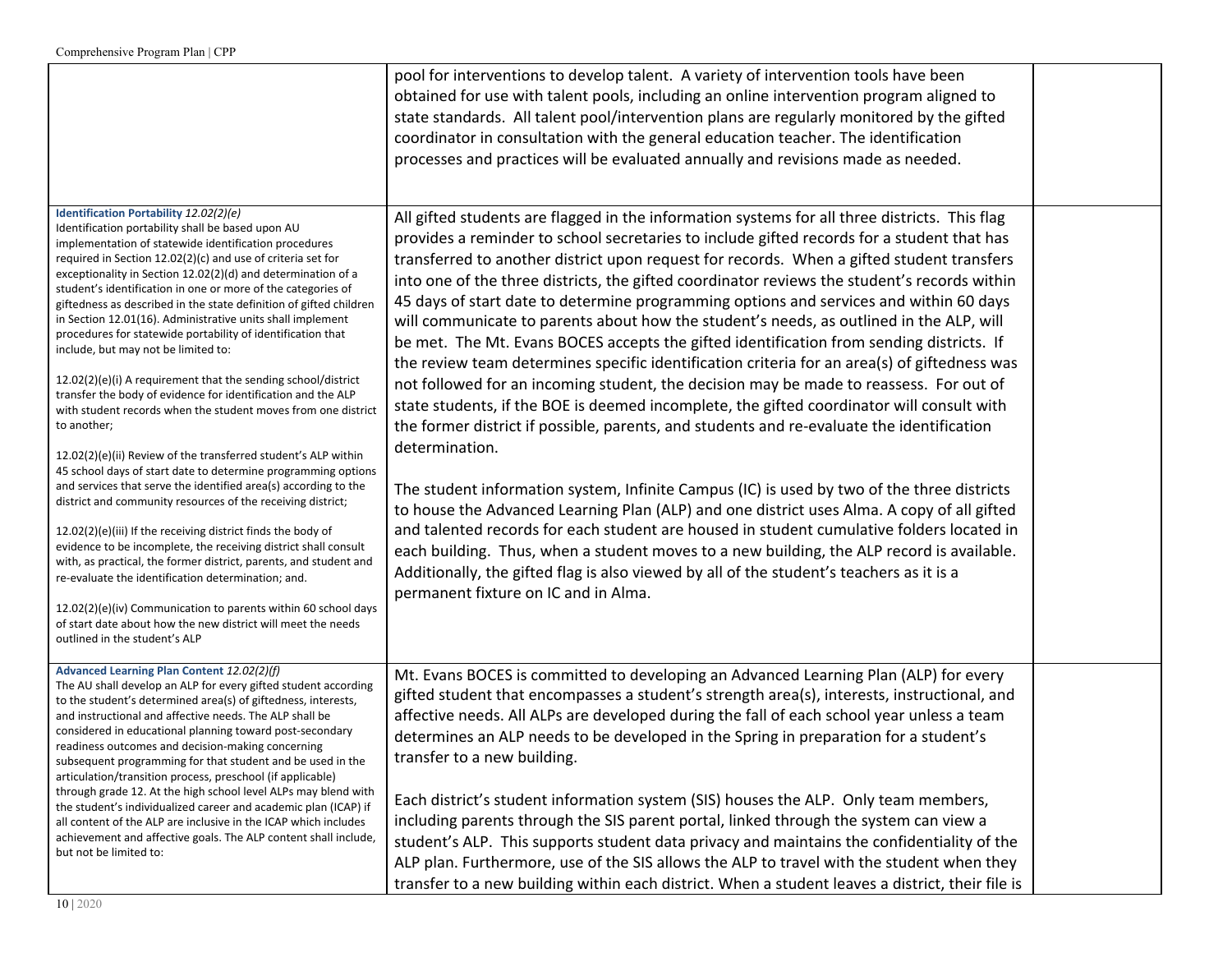| | | |
|---|---|---|
| | pool for interventions to develop talent. A variety of intervention tools have been obtained for use with talent pools, including an online intervention program aligned to state standards. All talent pool/intervention plans are regularly monitored by the gifted coordinator in consultation with the general education teacher. The identification processes and practices will be evaluated annually and revisions made as needed. | |
| **Identification Portability** *12.02(2)(e)*<br>Identification portability shall be based upon AU implementation of statewide identification procedures required in Section 12.02(2)(c) and use of criteria set for exceptionality in Section 12.02(2)(d) and determination of a student's identification in one or more of the categories of giftedness as described in the state definition of gifted children in Section 12.01(16). Administrative units shall implement procedures for statewide portability of identification that include, but may not be limited to:<br><br>12.02(2)(e)(i) A requirement that the sending school/district transfer the body of evidence for identification and the ALP with student records when the student moves from one district to another;<br><br>12.02(2)(e)(ii) Review of the transferred student's ALP within 45 school days of start date to determine programming options and services that serve the identified area(s) according to the district and community resources of the receiving district;<br><br>12.02(2)(e)(iii) If the receiving district finds the body of evidence to be incomplete, the receiving district shall consult with, as practical, the former district, parents, and student and re-evaluate the identification determination; and.<br><br>12.02(2)(e)(iv) Communication to parents within 60 school days of start date about how the new district will meet the needs outlined in the student's ALP | All gifted students are flagged in the information systems for all three districts. This flag provides a reminder to school secretaries to include gifted records for a student that has transferred to another district upon request for records. When a gifted student transfers into one of the three districts, the gifted coordinator reviews the student's records within 45 days of start date to determine programming options and services and within 60 days will communicate to parents about how the student's needs, as outlined in the ALP, will be met. The Mt. Evans BOCES accepts the gifted identification from sending districts. If the review team determines specific identification criteria for an area(s) of giftedness was not followed for an incoming student, the decision may be made to reassess. For out of state students, if the BOE is deemed incomplete, the gifted coordinator will consult with the former district if possible, parents, and students and re-evaluate the identification determination.<br><br>The student information system, Infinite Campus (IC) is used by two of the three districts to house the Advanced Learning Plan (ALP) and one district uses Alma. A copy of all gifted and talented records for each student are housed in student cumulative folders located in each building. Thus, when a student moves to a new building, the ALP record is available. Additionally, the gifted flag is also viewed by all of the student's teachers as it is a permanent fixture on IC and in Alma. | |
| **Advanced Learning Plan Content** *12.02(2)(f)*<br>The AU shall develop an ALP for every gifted student according to the student's determined area(s) of giftedness, interests, and instructional and affective needs. The ALP shall be considered in educational planning toward post-secondary readiness outcomes and decision-making concerning subsequent programming for that student and be used in the articulation/transition process, preschool (if applicable) through grade 12. At the high school level ALPs may blend with the student's individualized career and academic plan (ICAP) if all content of the ALP are inclusive in the ICAP which includes achievement and affective goals. The ALP content shall include, but not be limited to: | Mt. Evans BOCES is committed to developing an Advanced Learning Plan (ALP) for every gifted student that encompasses a student's strength area(s), interests, instructional, and affective needs. All ALPs are developed during the fall of each school year unless a team determines an ALP needs to be developed in the Spring in preparation for a student's transfer to a new building.<br><br>Each district's student information system (SIS) houses the ALP. Only team members, including parents through the SIS parent portal, linked through the system can view a student's ALP. This supports student data privacy and maintains the confidentiality of the ALP plan. Furthermore, use of the SIS allows the ALP to travel with the student when they transfer to a new building within each district. When a student leaves a district, their file is | |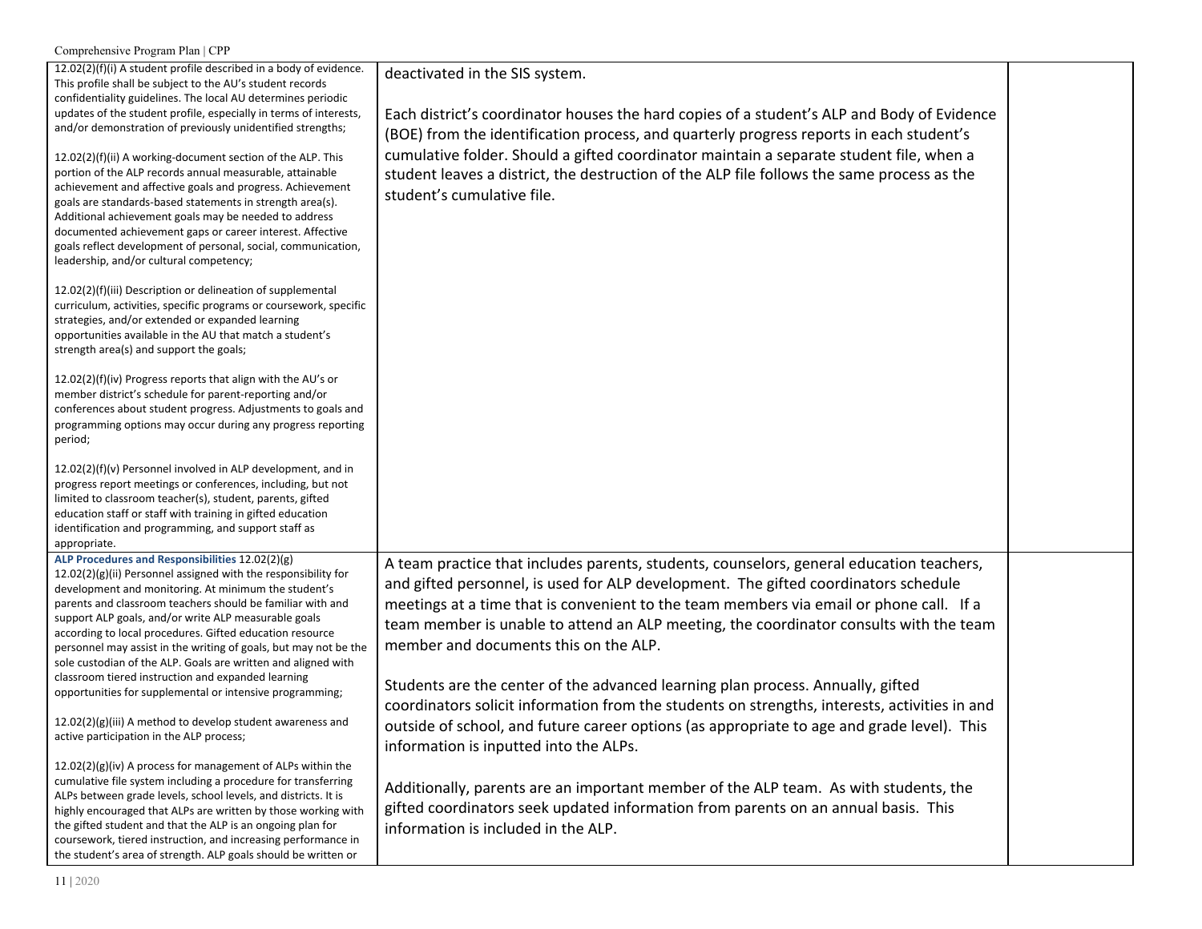| | | |
|---|---|---|
| 12.02(2)(f)(i) A student profile described in a body of evidence. This profile shall be subject to the AU's student records confidentiality guidelines. The local AU determines periodic updates of the student profile, especially in terms of interests, and/or demonstration of previously unidentified strengths;<br><br>12.02(2)(f)(ii) A working-document section of the ALP. This portion of the ALP records annual measurable, attainable achievement and affective goals and progress. Achievement goals are standards-based statements in strength area(s). Additional achievement goals may be needed to address documented achievement gaps or career interest. Affective goals reflect development of personal, social, communication, leadership, and/or cultural competency;<br><br>12.02(2)(f)(iii) Description or delineation of supplemental curriculum, activities, specific programs or coursework, specific strategies, and/or extended or expanded learning opportunities available in the AU that match a student's strength area(s) and support the goals;<br><br>12.02(2)(f)(iv) Progress reports that align with the AU's or member district's schedule for parent-reporting and/or conferences about student progress. Adjustments to goals and programming options may occur during any progress reporting period;<br><br>12.02(2)(f)(v) Personnel involved in ALP development, and in progress report meetings or conferences, including, but not limited to classroom teacher(s), student, parents, gifted education staff or staff with training in gifted education identification and programming, and support staff as appropriate. | deactivated in the SIS system.<br><br>Each district's coordinator houses the hard copies of a student's ALP and Body of Evidence (BOE) from the identification process, and quarterly progress reports in each student's cumulative folder. Should a gifted coordinator maintain a separate student file, when a student leaves a district, the destruction of the ALP file follows the same process as the student's cumulative file. | |
| **ALP Procedures and Responsibilities** 12.02(2)(g)<br>12.02(2)(g)(ii) Personnel assigned with the responsibility for development and monitoring. At minimum the student's parents and classroom teachers should be familiar with and support ALP goals, and/or write ALP measurable goals according to local procedures. Gifted education resource personnel may assist in the writing of goals, but may not be the sole custodian of the ALP. Goals are written and aligned with classroom tiered instruction and expanded learning opportunities for supplemental or intensive programming;<br><br>12.02(2)(g)(iii) A method to develop student awareness and active participation in the ALP process;<br><br>12.02(2)(g)(iv) A process for management of ALPs within the cumulative file system including a procedure for transferring ALPs between grade levels, school levels, and districts. It is highly encouraged that ALPs are written by those working with the gifted student and that the ALP is an ongoing plan for coursework, tiered instruction, and increasing performance in the student's area of strength. ALP goals should be written or | A team practice that includes parents, students, counselors, general education teachers, and gifted personnel, is used for ALP development. The gifted coordinators schedule meetings at a time that is convenient to the team members via email or phone call. If a team member is unable to attend an ALP meeting, the coordinator consults with the team member and documents this on the ALP.<br><br>Students are the center of the advanced learning plan process. Annually, gifted coordinators solicit information from the students on strengths, interests, activities in and outside of school, and future career options (as appropriate to age and grade level). This information is inputted into the ALPs.<br><br>Additionally, parents are an important member of the ALP team. As with students, the gifted coordinators seek updated information from parents on an annual basis. This information is included in the ALP. | |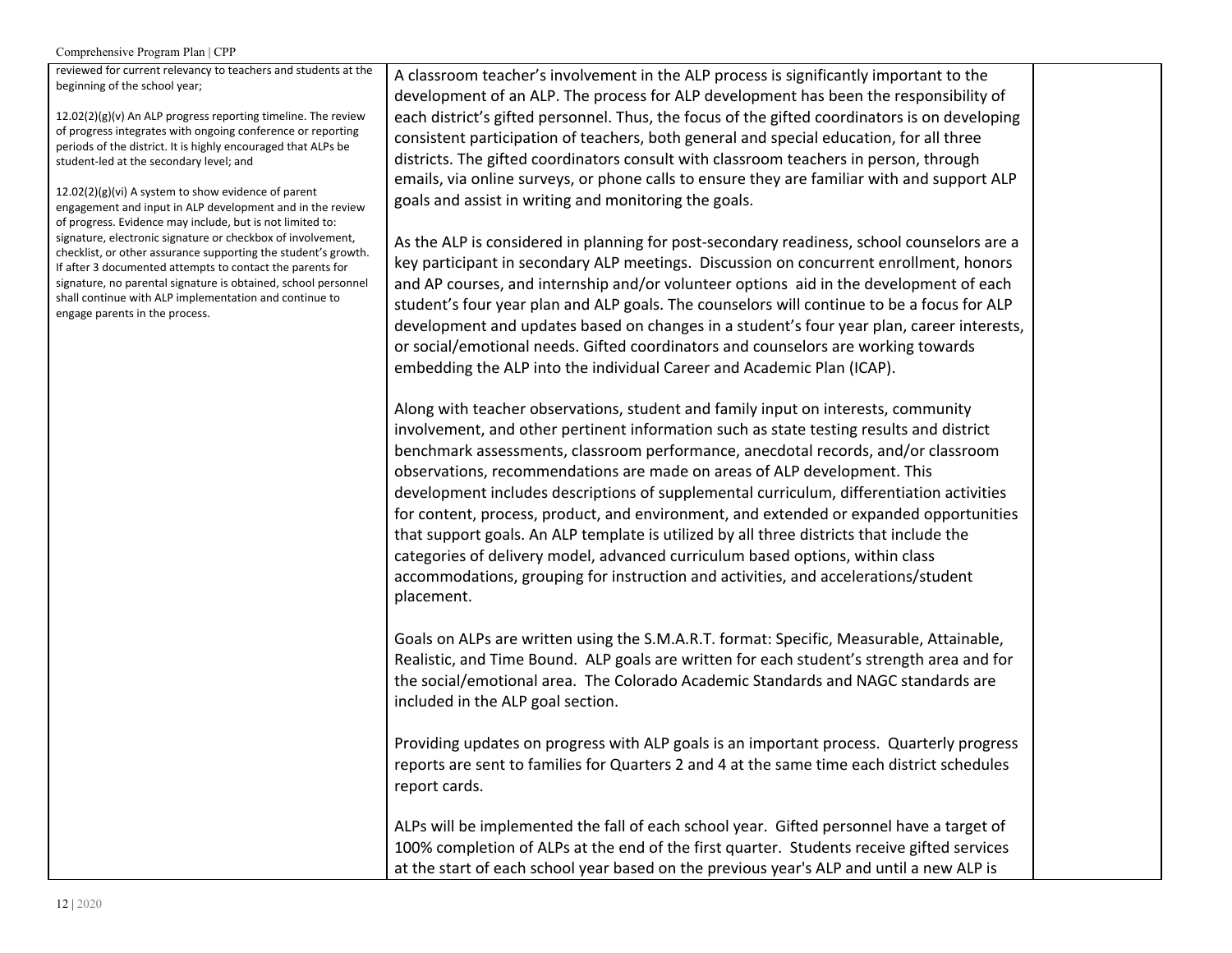| | | |
|---|---|---|
| reviewed for current relevancy to teachers and students at the beginning of the school year;<br><br>12.02(2)(g)(v) An ALP progress reporting timeline. The review of progress integrates with ongoing conference or reporting periods of the district. It is highly encouraged that ALPs be student-led at the secondary level; and<br><br>12.02(2)(g)(vi) A system to show evidence of parent engagement and input in ALP development and in the review of progress. Evidence may include, but is not limited to: signature, electronic signature or checkbox of involvement, checklist, or other assurance supporting the student's growth. If after 3 documented attempts to contact the parents for signature, no parental signature is obtained, school personnel shall continue with ALP implementation and continue to engage parents in the process. | A classroom teacher's involvement in the ALP process is significantly important to the development of an ALP. The process for ALP development has been the responsibility of each district's gifted personnel. Thus, the focus of the gifted coordinators is on developing consistent participation of teachers, both general and special education, for all three districts. The gifted coordinators consult with classroom teachers in person, through emails, via online surveys, or phone calls to ensure they are familiar with and support ALP goals and assist in writing and monitoring the goals.<br><br>As the ALP is considered in planning for post-secondary readiness, school counselors are a key participant in secondary ALP meetings. Discussion on concurrent enrollment, honors and AP courses, and internship and/or volunteer options aid in the development of each student's four year plan and ALP goals. The counselors will continue to be a focus for ALP development and updates based on changes in a student's four year plan, career interests, or social/emotional needs. Gifted coordinators and counselors are working towards embedding the ALP into the individual Career and Academic Plan (ICAP).<br><br>Along with teacher observations, student and family input on interests, community involvement, and other pertinent information such as state testing results and district benchmark assessments, classroom performance, anecdotal records, and/or classroom observations, recommendations are made on areas of ALP development. This development includes descriptions of supplemental curriculum, differentiation activities for content, process, product, and environment, and extended or expanded opportunities that support goals. An ALP template is utilized by all three districts that include the categories of delivery model, advanced curriculum based options, within class accommodations, grouping for instruction and activities, and accelerations/student placement.<br><br>Goals on ALPs are written using the S.M.A.R.T. format: Specific, Measurable, Attainable, Realistic, and Time Bound. ALP goals are written for each student's strength area and for the social/emotional area. The Colorado Academic Standards and NAGC standards are included in the ALP goal section.<br><br>Providing updates on progress with ALP goals is an important process. Quarterly progress reports are sent to families for Quarters 2 and 4 at the same time each district schedules report cards.<br><br>ALPs will be implemented the fall of each school year. Gifted personnel have a target of 100% completion of ALPs at the end of the first quarter. Students receive gifted services at the start of each school year based on the previous year's ALP and until a new ALP is | |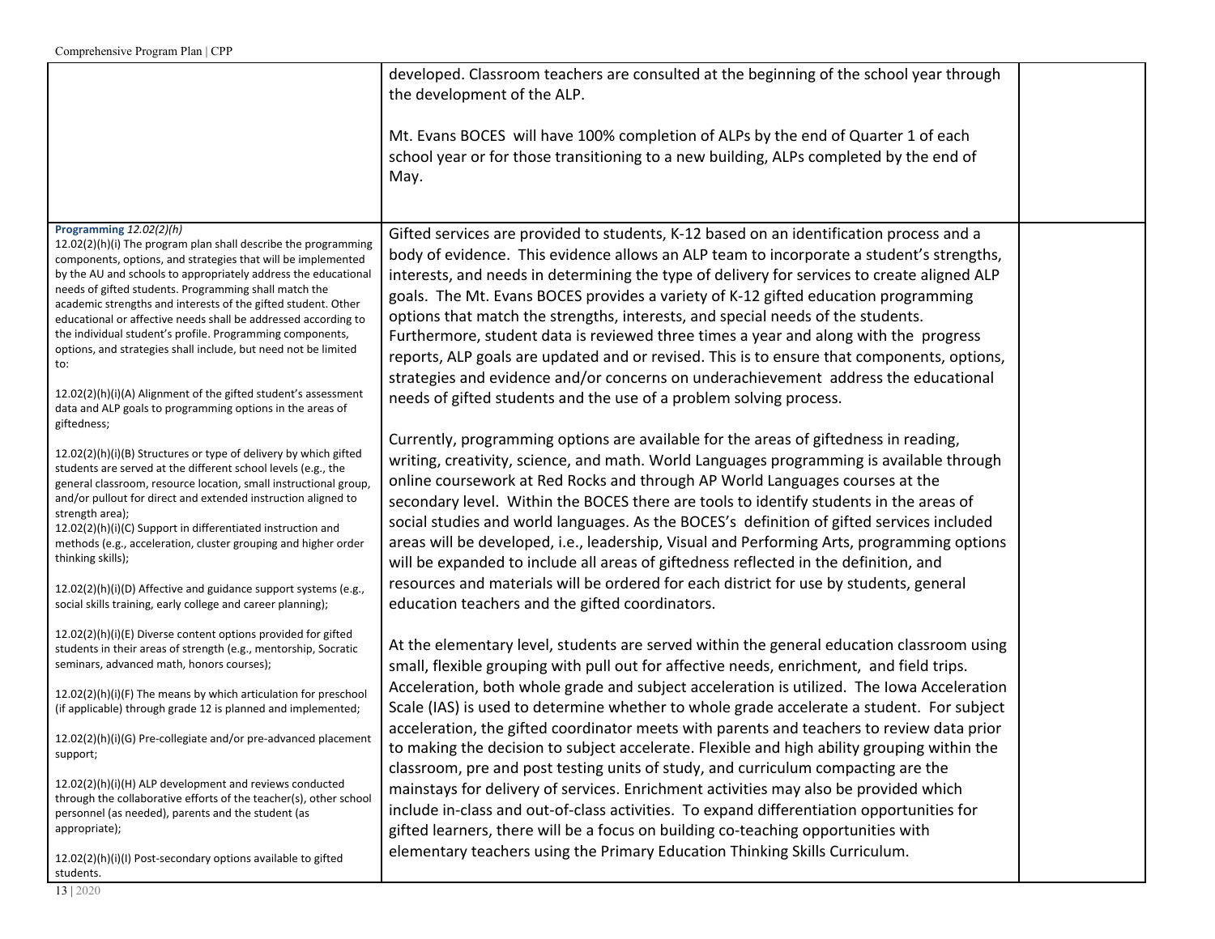| | | |
|---|---|---|
| | developed. Classroom teachers are consulted at the beginning of the school year through the development of the ALP.<br><br>Mt. Evans BOCES will have 100% completion of ALPs by the end of Quarter 1 of each school year or for those transitioning to a new building, ALPs completed by the end of May. | |
| **Programming** *12.02(2)(h)*<br>12.02(2)(h)(i) The program plan shall describe the programming components, options, and strategies that will be implemented by the AU and schools to appropriately address the educational needs of gifted students. Programming shall match the academic strengths and interests of the gifted student. Other educational or affective needs shall be addressed according to the individual student's profile. Programming components, options, and strategies shall include, but need not be limited to:<br><br>12.02(2)(h)(i)(A) Alignment of the gifted student's assessment data and ALP goals to programming options in the areas of giftedness;<br><br>12.02(2)(h)(i)(B) Structures or type of delivery by which gifted students are served at the different school levels (e.g., the general classroom, resource location, small instructional group, and/or pullout for direct and extended instruction aligned to strength area);<br>12.02(2)(h)(i)(C) Support in differentiated instruction and methods (e.g., acceleration, cluster grouping and higher order thinking skills);<br><br>12.02(2)(h)(i)(D) Affective and guidance support systems (e.g., social skills training, early college and career planning);<br><br>12.02(2)(h)(i)(E) Diverse content options provided for gifted students in their areas of strength (e.g., mentorship, Socratic seminars, advanced math, honors courses);<br><br>12.02(2)(h)(i)(F) The means by which articulation for preschool (if applicable) through grade 12 is planned and implemented;<br><br>12.02(2)(h)(i)(G) Pre-collegiate and/or pre-advanced placement support;<br><br>12.02(2)(h)(i)(H) ALP development and reviews conducted through the collaborative efforts of the teacher(s), other school personnel (as needed), parents and the student (as appropriate);<br><br>12.02(2)(h)(i)(I) Post-secondary options available to gifted students. | Gifted services are provided to students, K-12 based on an identification process and a body of evidence. This evidence allows an ALP team to incorporate a student's strengths, interests, and needs in determining the type of delivery for services to create aligned ALP goals. The Mt. Evans BOCES provides a variety of K-12 gifted education programming options that match the strengths, interests, and special needs of the students. Furthermore, student data is reviewed three times a year and along with the progress reports, ALP goals are updated and or revised. This is to ensure that components, options, strategies and evidence and/or concerns on underachievement address the educational needs of gifted students and the use of a problem solving process.<br><br>Currently, programming options are available for the areas of giftedness in reading, writing, creativity, science, and math. World Languages programming is available through online coursework at Red Rocks and through AP World Languages courses at the secondary level. Within the BOCES there are tools to identify students in the areas of social studies and world languages. As the BOCES's definition of gifted services included areas will be developed, i.e., leadership, Visual and Performing Arts, programming options will be expanded to include all areas of giftedness reflected in the definition, and resources and materials will be ordered for each district for use by students, general education teachers and the gifted coordinators.<br><br>At the elementary level, students are served within the general education classroom using small, flexible grouping with pull out for affective needs, enrichment, and field trips. Acceleration, both whole grade and subject acceleration is utilized. The Iowa Acceleration Scale (IAS) is used to determine whether to whole grade accelerate a student. For subject acceleration, the gifted coordinator meets with parents and teachers to review data prior to making the decision to subject accelerate. Flexible and high ability grouping within the classroom, pre and post testing units of study, and curriculum compacting are the mainstays for delivery of services. Enrichment activities may also be provided which include in-class and out-of-class activities. To expand differentiation opportunities for gifted learners, there will be a focus on building co-teaching opportunities with elementary teachers using the Primary Education Thinking Skills Curriculum. | |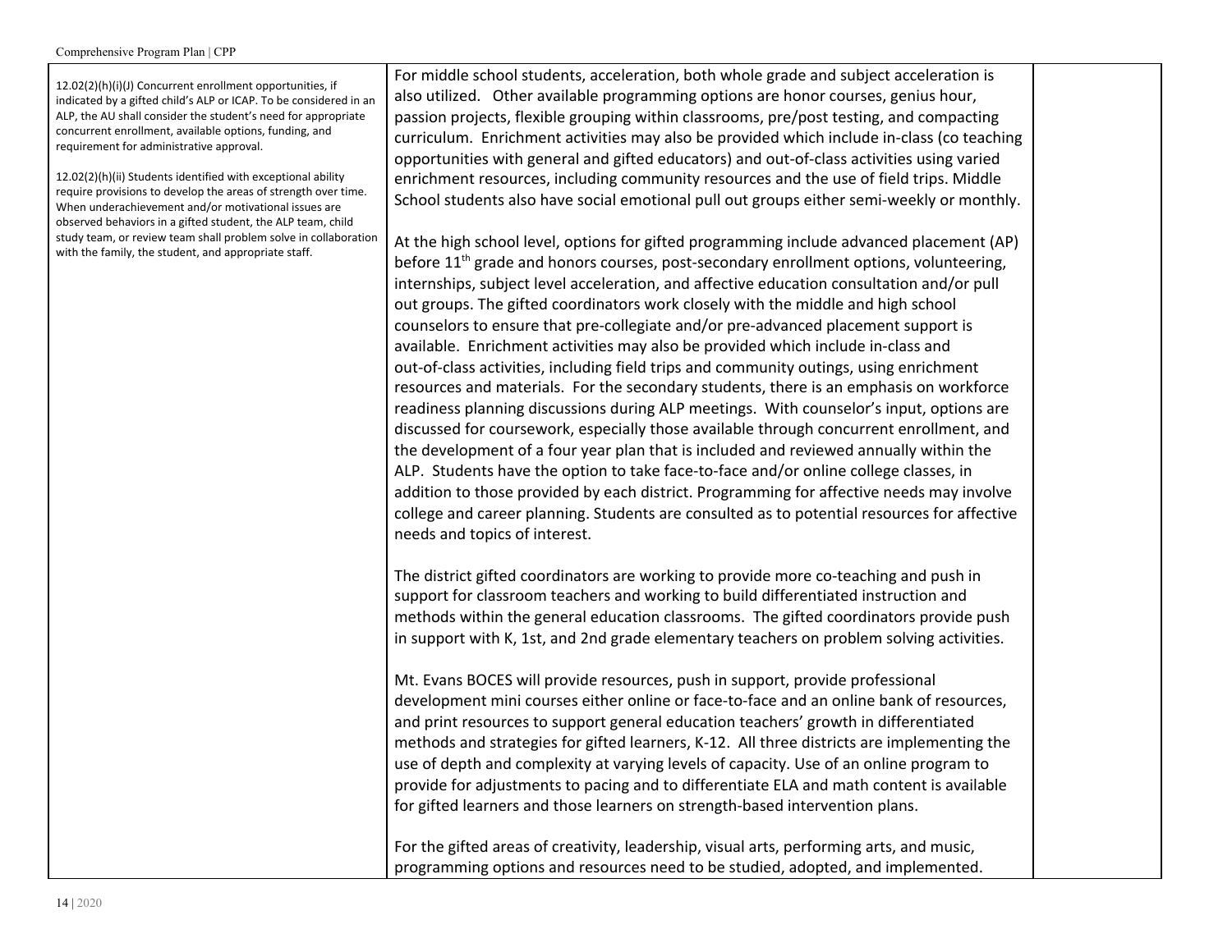| | | |
|---|---|---|
| 12.02(2)(h)(i)(J) Concurrent enrollment opportunities, if indicated by a gifted child's ALP or ICAP. To be considered in an ALP, the AU shall consider the student's need for appropriate concurrent enrollment, available options, funding, and requirement for administrative approval.<br><br>12.02(2)(h)(ii) Students identified with exceptional ability require provisions to develop the areas of strength over time. When underachievement and/or motivational issues are observed behaviors in a gifted student, the ALP team, child study team, or review team shall problem solve in collaboration with the family, the student, and appropriate staff. | For middle school students, acceleration, both whole grade and subject acceleration is also utilized. Other available programming options are honor courses, genius hour, passion projects, flexible grouping within classrooms, pre/post testing, and compacting curriculum. Enrichment activities may also be provided which include in-class (co teaching opportunities with general and gifted educators) and out-of-class activities using varied enrichment resources, including community resources and the use of field trips. Middle School students also have social emotional pull out groups either semi-weekly or monthly.<br><br>At the high school level, options for gifted programming include advanced placement (AP) before 11th grade and honors courses, post-secondary enrollment options, volunteering, internships, subject level acceleration, and affective education consultation and/or pull out groups. The gifted coordinators work closely with the middle and high school counselors to ensure that pre-collegiate and/or pre-advanced placement support is available. Enrichment activities may also be provided which include in-class and out-of-class activities, including field trips and community outings, using enrichment resources and materials. For the secondary students, there is an emphasis on workforce readiness planning discussions during ALP meetings. With counselor's input, options are discussed for coursework, especially those available through concurrent enrollment, and the development of a four year plan that is included and reviewed annually within the ALP. Students have the option to take face-to-face and/or online college classes, in addition to those provided by each district. Programming for affective needs may involve college and career planning. Students are consulted as to potential resources for affective needs and topics of interest.<br><br>The district gifted coordinators are working to provide more co-teaching and push in support for classroom teachers and working to build differentiated instruction and methods within the general education classrooms. The gifted coordinators provide push in support with K, 1st, and 2nd grade elementary teachers on problem solving activities.<br><br>Mt. Evans BOCES will provide resources, push in support, provide professional development mini courses either online or face-to-face and an online bank of resources, and print resources to support general education teachers' growth in differentiated methods and strategies for gifted learners, K-12. All three districts are implementing the use of depth and complexity at varying levels of capacity. Use of an online program to provide for adjustments to pacing and to differentiate ELA and math content is available for gifted learners and those learners on strength-based intervention plans.<br><br>For the gifted areas of creativity, leadership, visual arts, performing arts, and music, programming options and resources need to be studied, adopted, and implemented. | |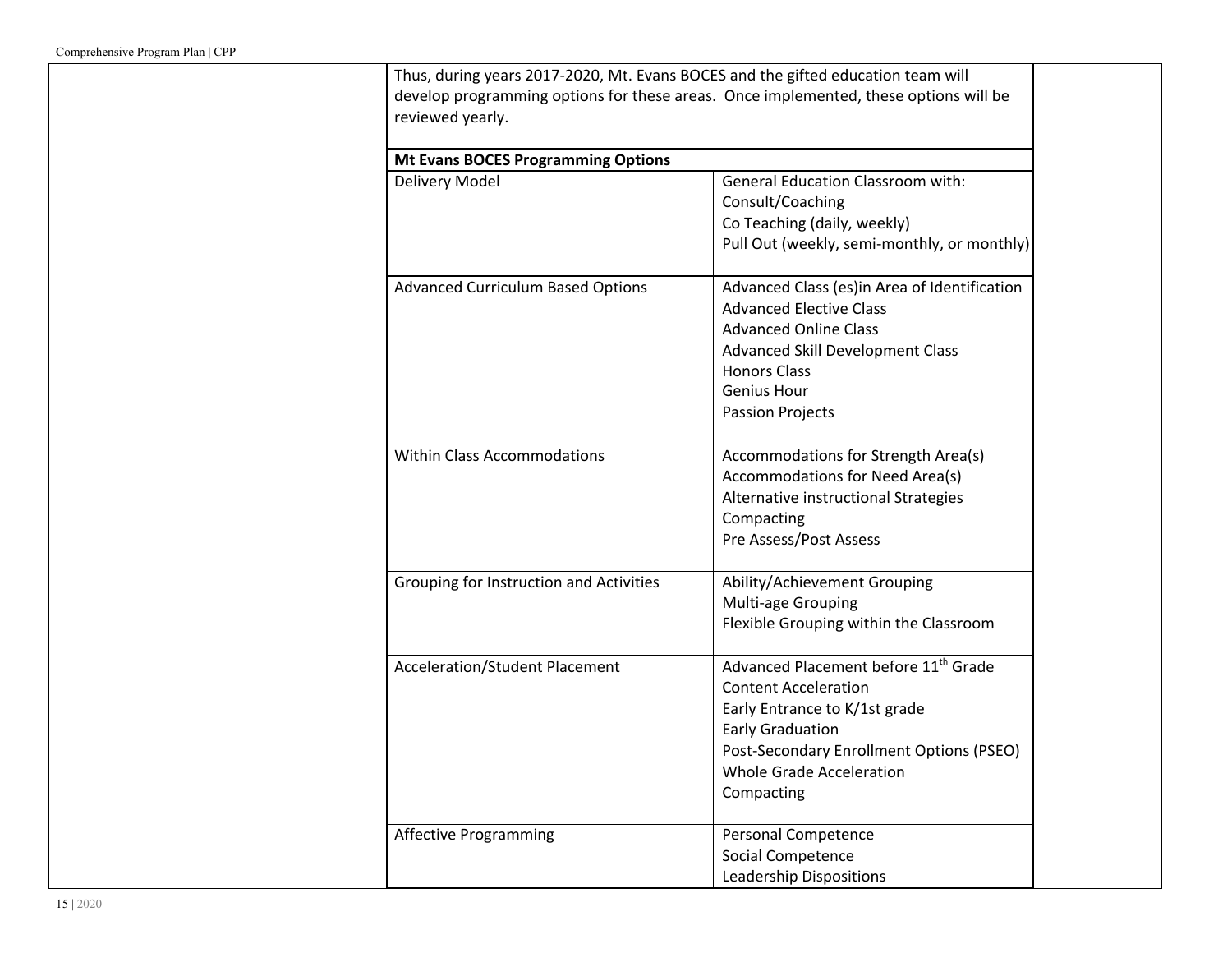Thus, during years 2017-2020, Mt. Evans BOCES and the gifted education team will develop programming options for these areas. Once implemented, these options will be reviewed yearly.

| **Mt Evans BOCES Programming Options** | |
|---|---|
| Delivery Model | General Education Classroom with:<br>Consult/Coaching<br>Co Teaching (daily, weekly)<br>Pull Out (weekly, semi-monthly, or monthly) |
| Advanced Curriculum Based Options | Advanced Class (es)in Area of Identification<br>Advanced Elective Class<br>Advanced Online Class<br>Advanced Skill Development Class<br>Honors Class<br>Genius Hour<br>Passion Projects |
| Within Class Accommodations | Accommodations for Strength Area(s)<br>Accommodations for Need Area(s)<br>Alternative instructional Strategies<br>Compacting<br>Pre Assess/Post Assess |
| Grouping for Instruction and Activities | Ability/Achievement Grouping<br>Multi-age Grouping<br>Flexible Grouping within the Classroom |
| Acceleration/Student Placement | Advanced Placement before 11th Grade<br>Content Acceleration<br>Early Entrance to K/1st grade<br>Early Graduation<br>Post-Secondary Enrollment Options (PSEO)<br>Whole Grade Acceleration<br>Compacting |
| Affective Programming | Personal Competence<br>Social Competence<br>Leadership Dispositions |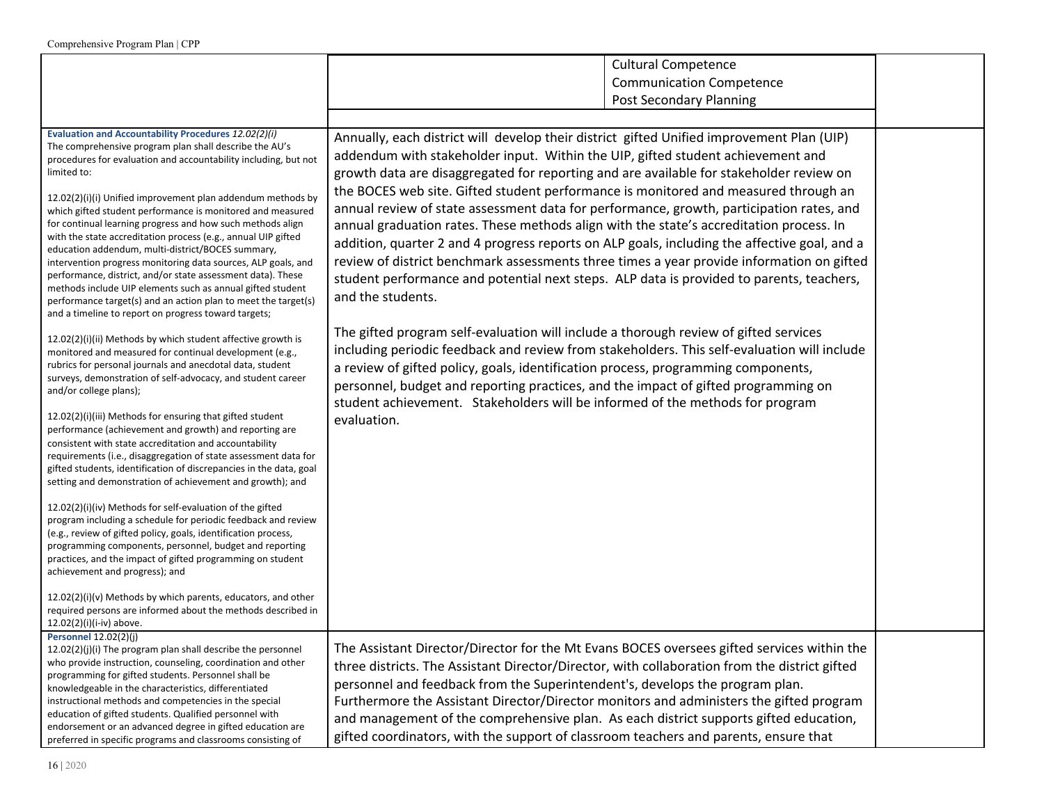| | | | |
|---|---|---|---|
| | | Cultural Competence<br>Communication Competence<br>Post Secondary Planning | |
| **Evaluation and Accountability Procedures** *12.02(2)(i)*<br>The comprehensive program plan shall describe the AU's procedures for evaluation and accountability including, but not limited to:<br><br>12.02(2)(i)(i) Unified improvement plan addendum methods by which gifted student performance is monitored and measured for continual learning progress and how such methods align with the state accreditation process (e.g., annual UIP gifted education addendum, multi-district/BOCES summary, intervention progress monitoring data sources, ALP goals, and performance, district, and/or state assessment data). These methods include UIP elements such as annual gifted student performance target(s) and an action plan to meet the target(s) and a timeline to report on progress toward targets;<br><br>12.02(2)(i)(ii) Methods by which student affective growth is monitored and measured for continual development (e.g., rubrics for personal journals and anecdotal data, student surveys, demonstration of self-advocacy, and student career and/or college plans);<br><br>12.02(2)(i)(iii) Methods for ensuring that gifted student performance (achievement and growth) and reporting are consistent with state accreditation and accountability requirements (i.e., disaggregation of state assessment data for gifted students, identification of discrepancies in the data, goal setting and demonstration of achievement and growth); and<br><br>12.02(2)(i)(iv) Methods for self-evaluation of the gifted program including a schedule for periodic feedback and review (e.g., review of gifted policy, goals, identification process, programming components, personnel, budget and reporting practices, and the impact of gifted programming on student achievement and progress); and<br><br>12.02(2)(i)(v) Methods by which parents, educators, and other required persons are informed about the methods described in 12.02(2)(i)(i-iv) above. | Annually, each district will develop their district gifted Unified improvement Plan (UIP) addendum with stakeholder input. Within the UIP, gifted student achievement and growth data are disaggregated for reporting and are available for stakeholder review on the BOCES web site. Gifted student performance is monitored and measured through an annual review of state assessment data for performance, growth, participation rates, and annual graduation rates. These methods align with the state's accreditation process. In addition, quarter 2 and 4 progress reports on ALP goals, including the affective goal, and a review of district benchmark assessments three times a year provide information on gifted student performance and potential next steps. ALP data is provided to parents, teachers, and the students.<br><br>The gifted program self-evaluation will include a thorough review of gifted services including periodic feedback and review from stakeholders. This self-evaluation will include a review of gifted policy, goals, identification process, programming components, personnel, budget and reporting practices, and the impact of gifted programming on student achievement. Stakeholders will be informed of the methods for program evaluation. | | |
| **Personnel** 12.02(2)(j)<br>12.02(2)(j)(i) The program plan shall describe the personnel who provide instruction, counseling, coordination and other programming for gifted students. Personnel shall be knowledgeable in the characteristics, differentiated instructional methods and competencies in the special education of gifted students. Qualified personnel with endorsement or an advanced degree in gifted education are preferred in specific programs and classrooms consisting of | The Assistant Director/Director for the Mt Evans BOCES oversees gifted services within the three districts. The Assistant Director/Director, with collaboration from the district gifted personnel and feedback from the Superintendent's, develops the program plan. Furthermore the Assistant Director/Director monitors and administers the gifted program and management of the comprehensive plan. As each district supports gifted education, gifted coordinators, with the support of classroom teachers and parents, ensure that | | |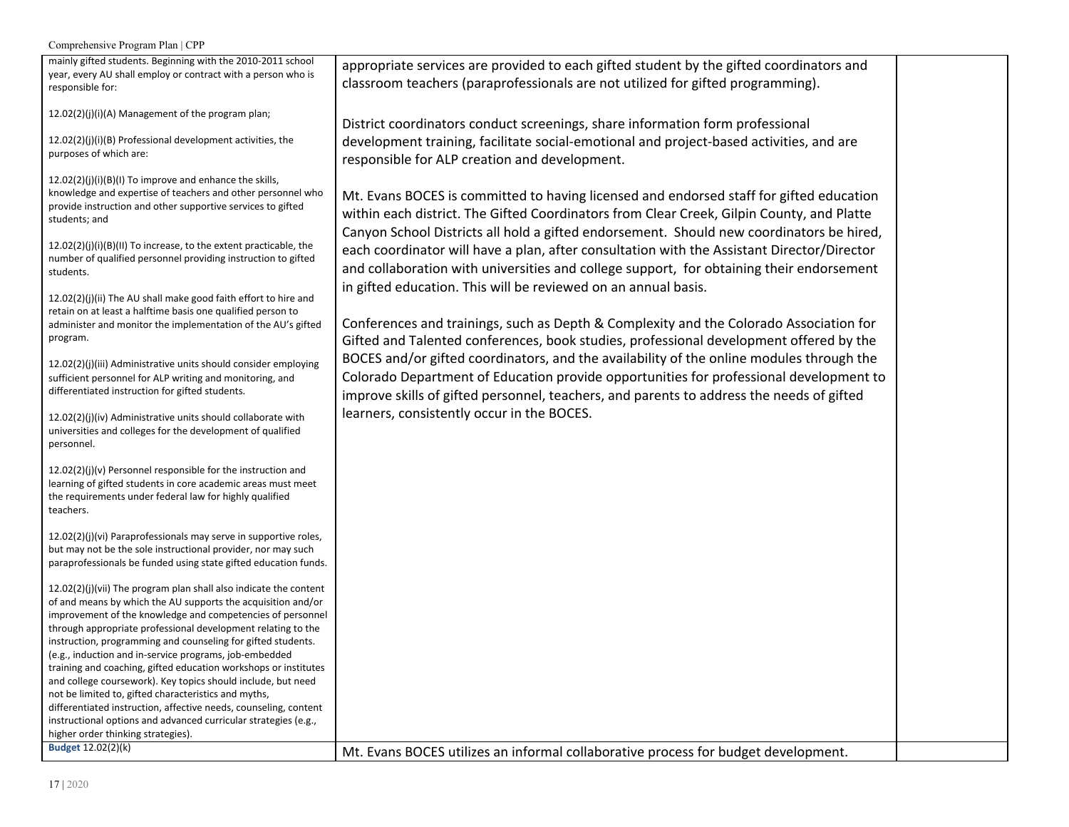| | | |
|---|---|---|
| mainly gifted students. Beginning with the 2010-2011 school year, every AU shall employ or contract with a person who is responsible for:<br><br>12.02(2)(j)(i)(A) Management of the program plan;<br><br>12.02(2)(j)(i)(B) Professional development activities, the purposes of which are:<br><br>12.02(2)(j)(i)(B)(I) To improve and enhance the skills, knowledge and expertise of teachers and other personnel who provide instruction and other supportive services to gifted students; and<br><br>12.02(2)(j)(i)(B)(II) To increase, to the extent practicable, the number of qualified personnel providing instruction to gifted students.<br><br>12.02(2)(j)(ii) The AU shall make good faith effort to hire and retain on at least a halftime basis one qualified person to administer and monitor the implementation of the AU's gifted program.<br><br>12.02(2)(j)(iii) Administrative units should consider employing sufficient personnel for ALP writing and monitoring, and differentiated instruction for gifted students.<br><br>12.02(2)(j)(iv) Administrative units should collaborate with universities and colleges for the development of qualified personnel.<br><br>12.02(2)(j)(v) Personnel responsible for the instruction and learning of gifted students in core academic areas must meet the requirements under federal law for highly qualified teachers.<br><br>12.02(2)(j)(vi) Paraprofessionals may serve in supportive roles, but may not be the sole instructional provider, nor may such paraprofessionals be funded using state gifted education funds.<br><br>12.02(2)(j)(vii) The program plan shall also indicate the content of and means by which the AU supports the acquisition and/or improvement of the knowledge and competencies of personnel through appropriate professional development relating to the instruction, programming and counseling for gifted students. (e.g., induction and in-service programs, job-embedded training and coaching, gifted education workshops or institutes and college coursework). Key topics should include, but need not be limited to, gifted characteristics and myths, differentiated instruction, affective needs, counseling, content instructional options and advanced curricular strategies (e.g., higher order thinking strategies). | appropriate services are provided to each gifted student by the gifted coordinators and classroom teachers (paraprofessionals are not utilized for gifted programming).<br><br>District coordinators conduct screenings, share information form professional development training, facilitate social-emotional and project-based activities, and are responsible for ALP creation and development.<br><br>Mt. Evans BOCES is committed to having licensed and endorsed staff for gifted education within each district. The Gifted Coordinators from Clear Creek, Gilpin County, and Platte Canyon School Districts all hold a gifted endorsement. Should new coordinators be hired, each coordinator will have a plan, after consultation with the Assistant Director/Director and collaboration with universities and college support, for obtaining their endorsement in gifted education. This will be reviewed on an annual basis.<br><br>Conferences and trainings, such as Depth & Complexity and the Colorado Association for Gifted and Talented conferences, book studies, professional development offered by the BOCES and/or gifted coordinators, and the availability of the online modules through the Colorado Department of Education provide opportunities for professional development to improve skills of gifted personnel, teachers, and parents to address the needs of gifted learners, consistently occur in the BOCES. | |
| **Budget** 12.02(2)(k) | Mt. Evans BOCES utilizes an informal collaborative process for budget development. | |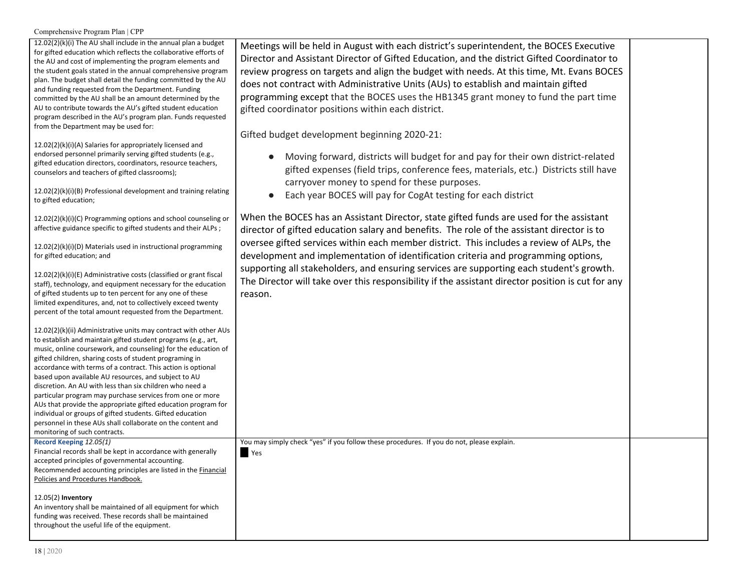| | | |
|---|---|---|
| 12.02(2)(k)(i) The AU shall include in the annual plan a budget for gifted education which reflects the collaborative efforts of the AU and cost of implementing the program elements and the student goals stated in the annual comprehensive program plan. The budget shall detail the funding committed by the AU and funding requested from the Department. Funding committed by the AU shall be an amount determined by the AU to contribute towards the AU's gifted student education program described in the AU's program plan. Funds requested from the Department may be used for:<br><br>12.02(2)(k)(i)(A) Salaries for appropriately licensed and endorsed personnel primarily serving gifted students (e.g., gifted education directors, coordinators, resource teachers, counselors and teachers of gifted classrooms);<br><br>12.02(2)(k)(i)(B) Professional development and training relating to gifted education;<br><br>12.02(2)(k)(i)(C) Programming options and school counseling or affective guidance specific to gifted students and their ALPs ;<br><br>12.02(2)(k)(i)(D) Materials used in instructional programming for gifted education; and<br><br>12.02(2)(k)(i)(E) Administrative costs (classified or grant fiscal staff), technology, and equipment necessary for the education of gifted students up to ten percent for any one of these limited expenditures, and, not to collectively exceed twenty percent of the total amount requested from the Department.<br><br>12.02(2)(k)(ii) Administrative units may contract with other AUs to establish and maintain gifted student programs (e.g., art, music, online coursework, and counseling) for the education of gifted children, sharing costs of student programing in accordance with terms of a contract. This action is optional based upon available AU resources, and subject to AU discretion. An AU with less than six children who need a particular program may purchase services from one or more AUs that provide the appropriate gifted education program for individual or groups of gifted students. Gifted education personnel in these AUs shall collaborate on the content and monitoring of such contracts. | Meetings will be held in August with each district's superintendent, the BOCES Executive Director and Assistant Director of Gifted Education, and the district Gifted Coordinator to review progress on targets and align the budget with needs. At this time, Mt. Evans BOCES does not contract with Administrative Units (AUs) to establish and maintain gifted programming except that the BOCES uses the HB1345 grant money to fund the part time gifted coordinator positions within each district.<br><br>Gifted budget development beginning 2020-21:<br><br>● Moving forward, districts will budget for and pay for their own district-related gifted expenses (field trips, conference fees, materials, etc.) Districts still have carryover money to spend for these purposes.<br>● Each year BOCES will pay for CogAt testing for each district<br><br>When the BOCES has an Assistant Director, state gifted funds are used for the assistant director of gifted education salary and benefits. The role of the assistant director is to oversee gifted services within each member district. This includes a review of ALPs, the development and implementation of identification criteria and programming options, supporting all stakeholders, and ensuring services are supporting each student's growth. The Director will take over this responsibility if the assistant director position is cut for any reason. | |
| **Record Keeping** *12.05(1)*<br>Financial records shall be kept in accordance with generally accepted principles of governmental accounting. Recommended accounting principles are listed in the Financial Policies and Procedures Handbook.<br><br>12.05(2) **Inventory**<br>An inventory shall be maintained of all equipment for which funding was received. These records shall be maintained throughout the useful life of the equipment. | You may simply check "yes" if you follow these procedures. If you do not, please explain.<br>■ Yes | |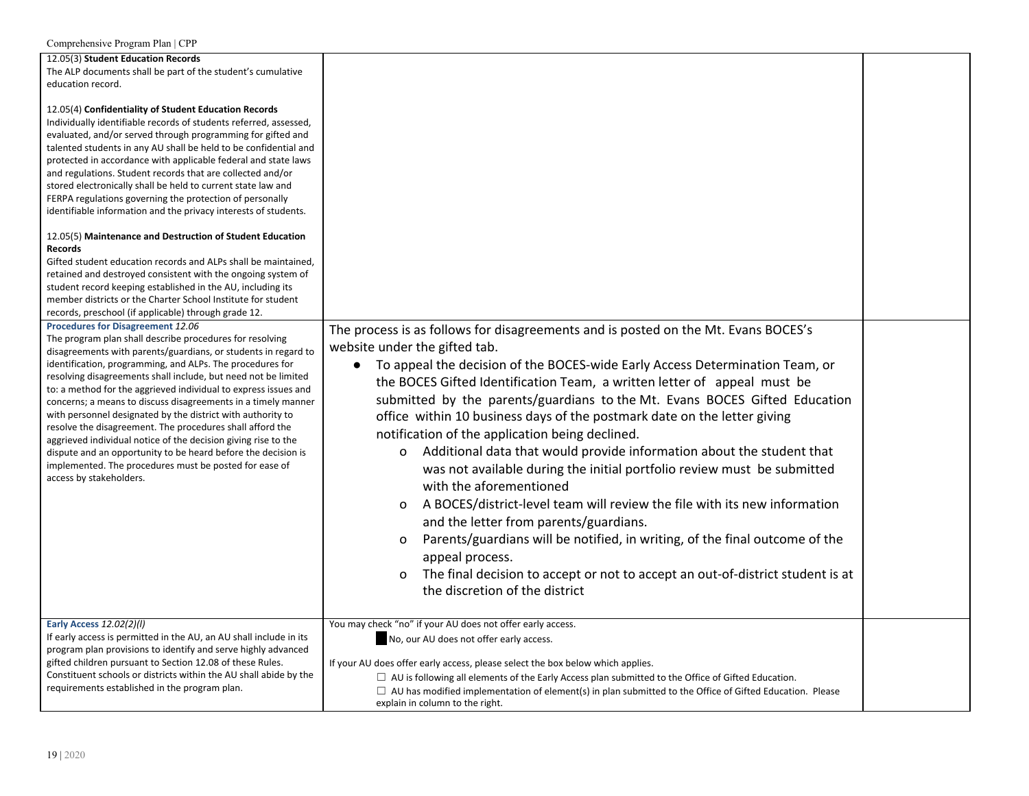| | | |
|---|---|---|
| 12.05(3) **Student Education Records**<br>The ALP documents shall be part of the student's cumulative education record.<br><br>12.05(4) **Confidentiality of Student Education Records**<br>Individually identifiable records of students referred, assessed, evaluated, and/or served through programming for gifted and talented students in any AU shall be held to be confidential and protected in accordance with applicable federal and state laws and regulations. Student records that are collected and/or stored electronically shall be held to current state law and FERPA regulations governing the protection of personally identifiable information and the privacy interests of students.<br><br>12.05(5) **Maintenance and Destruction of Student Education Records**<br>Gifted student education records and ALPs shall be maintained, retained and destroyed consistent with the ongoing system of student record keeping established in the AU, including its member districts or the Charter School Institute for student records, preschool (if applicable) through grade 12. | | |
| **Procedures for Disagreement** *12.06*<br>The program plan shall describe procedures for resolving disagreements with parents/guardians, or students in regard to identification, programming, and ALPs. The procedures for resolving disagreements shall include, but need not be limited to: a method for the aggrieved individual to express issues and concerns; a means to discuss disagreements in a timely manner with personnel designated by the district with authority to resolve the disagreement. The procedures shall afford the aggrieved individual notice of the decision giving rise to the dispute and an opportunity to be heard before the decision is implemented. The procedures must be posted for ease of access by stakeholders. | The process is as follows for disagreements and is posted on the Mt. Evans BOCES's website under the gifted tab.<br>● To appeal the decision of the BOCES-wide Early Access Determination Team, or the BOCES Gifted Identification Team, a written letter of appeal must be submitted by the parents/guardians to the Mt. Evans BOCES Gifted Education office within 10 business days of the postmark date on the letter giving notification of the application being declined.<br>o Additional data that would provide information about the student that was not available during the initial portfolio review must be submitted with the aforementioned<br>o A BOCES/district-level team will review the file with its new information and the letter from parents/guardians.<br>o Parents/guardians will be notified, in writing, of the final outcome of the appeal process.<br>o The final decision to accept or not to accept an out-of-district student is at the discretion of the district | |
| **Early Access** *12.02(2)(l)*<br>If early access is permitted in the AU, an AU shall include in its program plan provisions to identify and serve highly advanced gifted children pursuant to Section 12.08 of these Rules. Constituent schools or districts within the AU shall abide by the requirements established in the program plan. | You may check "no" if your AU does not offer early access.<br>■ No, our AU does not offer early access.<br><br>If your AU does offer early access, please select the box below which applies.<br>☐ AU is following all elements of the Early Access plan submitted to the Office of Gifted Education.<br>☐ AU has modified implementation of element(s) in plan submitted to the Office of Gifted Education. Please explain in column to the right. | |